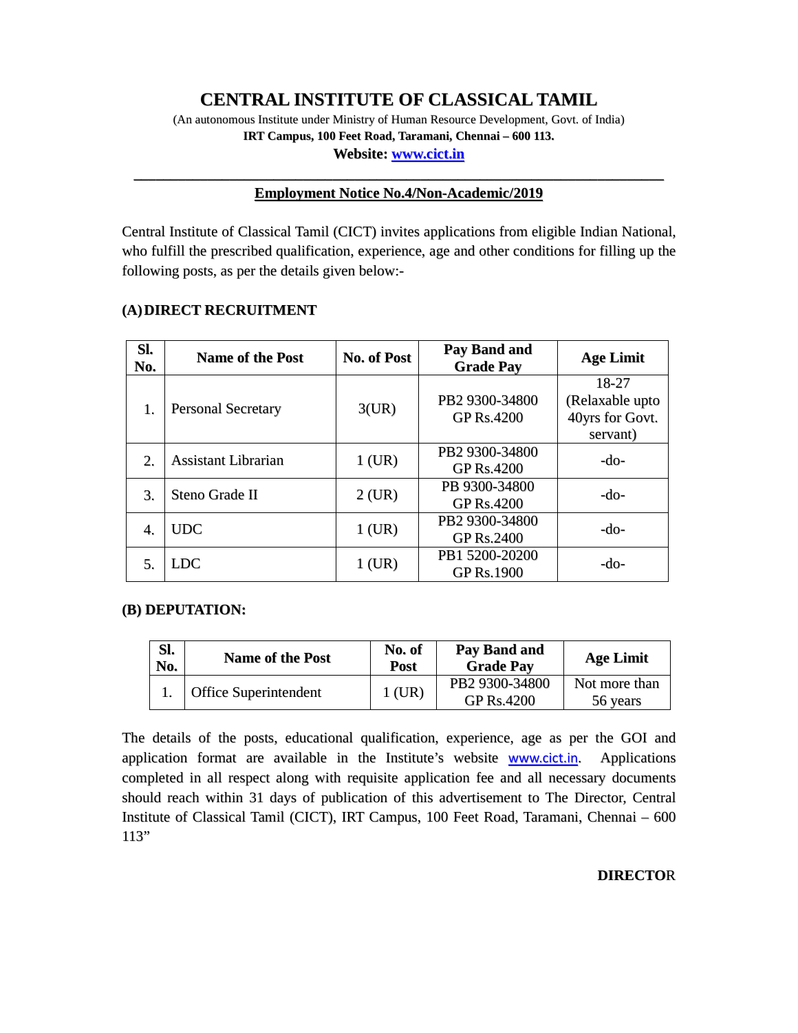# CENTRAL INSTITUTE OF CLASSICAL TAMIL

(An autonomous Institute under Ministry of Human Resource Development, Govt. of India)

**IRT Campus, 100 Feet Road, Taramani, Chennai – 600 113.**

**Website: www.cict.in**

---

## Employment Notice No.4/Non-Academic/2019

Central Institute of Classical Tamil (CICT) invites applications from eligible Indian National, who fulfill the prescribed qualification, experience, age and other conditions for filling up the following posts, as per the details given below:-

### (A) DIRECT RECRUITMENT

| Sl. No. | Name of the Post | No. of Post | Pay Band and Grade Pay | Age Limit |
|---|---|---|---|---|
| 1. | Personal Secretary | 3(UR) | PB2 9300-34800 GP Rs.4200 | 18-27 (Relaxable upto 40yrs for Govt. servant) |
| 2. | Assistant Librarian | 1 (UR) | PB2 9300-34800 GP Rs.4200 | -do- |
| 3. | Steno Grade II | 2 (UR) | PB 9300-34800 GP Rs.4200 | -do- |
| 4. | UDC | 1 (UR) | PB2 9300-34800 GP Rs.2400 | -do- |
| 5. | LDC | 1 (UR) | PB1 5200-20200 GP Rs.1900 | -do- |

### (B) DEPUTATION:

| Sl. No. | Name of the Post | No. of Post | Pay Band and Grade Pay | Age Limit |
|---|---|---|---|---|
| 1. | Office Superintendent | 1 (UR) | PB2 9300-34800 GP Rs.4200 | Not more than 56 years |

The details of the posts, educational qualification, experience, age as per the GOI and application format are available in the Institute's website www.cict.in. Applications completed in all respect along with requisite application fee and all necessary documents should reach within 31 days of publication of this advertisement to The Director, Central Institute of Classical Tamil (CICT), IRT Campus, 100 Feet Road, Taramani, Chennai – 600 113"

**DIRECTOR**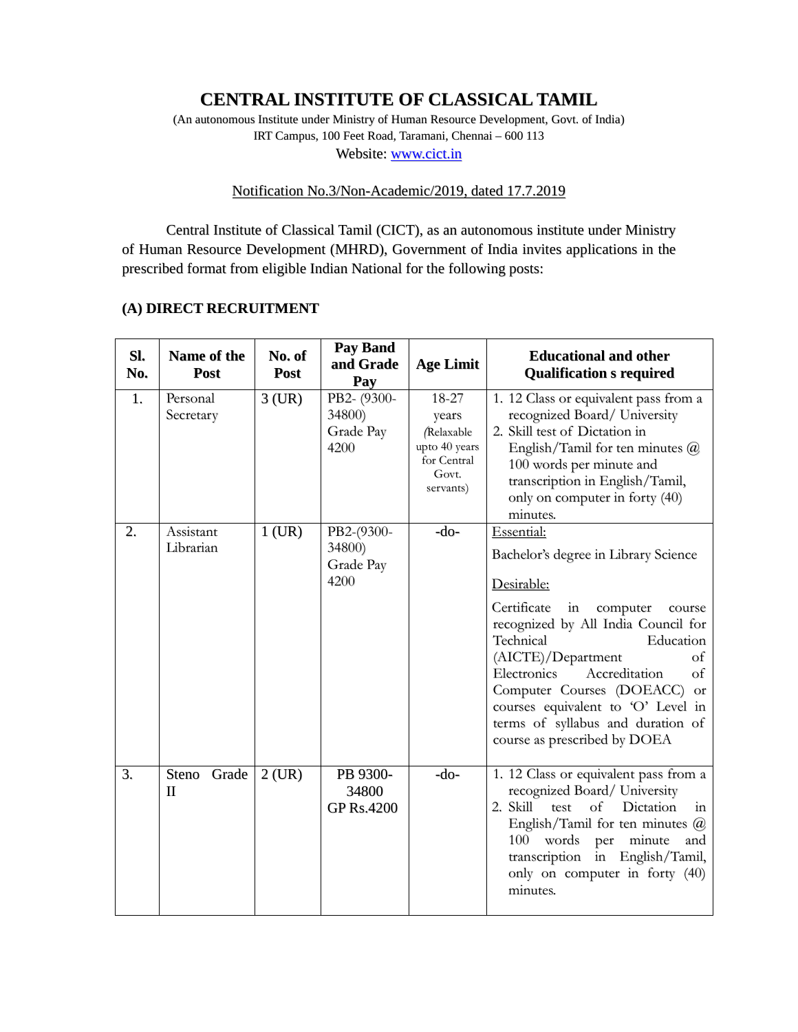# CENTRAL INSTITUTE OF CLASSICAL TAMIL

(An autonomous Institute under Ministry of Human Resource Development, Govt. of India)
IRT Campus, 100 Feet Road, Taramani, Chennai – 600 113
Website: www.cict.in

Notification No.3/Non-Academic/2019, dated 17.7.2019

Central Institute of Classical Tamil (CICT), as an autonomous institute under Ministry of Human Resource Development (MHRD), Government of India invites applications in the prescribed format from eligible Indian National for the following posts:

## (A) DIRECT RECRUITMENT

| Sl. No. | Name of the Post | No. of Post | Pay Band and Grade Pay | Age Limit | Educational and other Qualification s required |
|---|---|---|---|---|---|
| 1. | Personal Secretary | 3 (UR) | PB2- (9300-34800) Grade Pay 4200 | 18-27 years (Relaxable upto 40 years for Central Govt. servants) | 1. 12 Class or equivalent pass from a recognized Board/ University<br>2. Skill test of Dictation in English/Tamil for ten minutes @ 100 words per minute and transcription in English/Tamil, only on computer in forty (40) minutes. |
| 2. | Assistant Librarian | 1 (UR) | PB2-(9300-34800) Grade Pay 4200 | -do- | Essential:<br>Bachelor's degree in Library Science<br>Desirable:<br>Certificate in computer course recognized by All India Council for Technical Education (AICTE)/Department of Electronics Accreditation of Computer Courses (DOEACC) or courses equivalent to 'O' Level in terms of syllabus and duration of course as prescribed by DOEA |
| 3. | Steno Grade II | 2 (UR) | PB 9300-34800 GP Rs.4200 | -do- | 1. 12 Class or equivalent pass from a recognized Board/ University<br>2. Skill test of Dictation in English/Tamil for ten minutes @ 100 words per minute and transcription in English/Tamil, only on computer in forty (40) minutes. |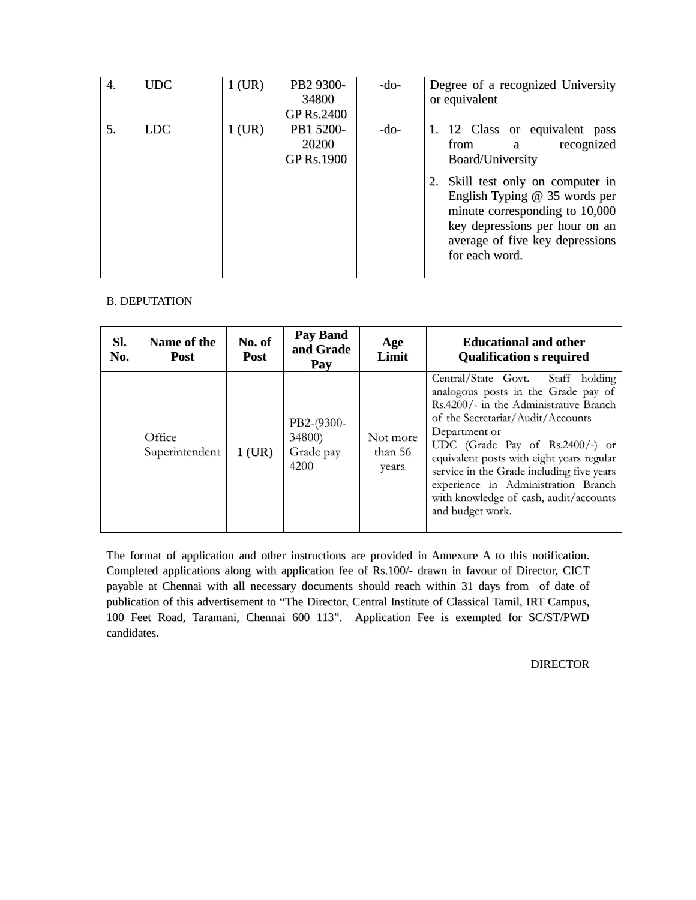| 4. | UDC | 1 (UR) | PB2 9300-34800 GP Rs.2400 | -do- | Degree of a recognized University or equivalent |
|---|---|---|---|---|---|
| 5. | LDC | 1 (UR) | PB1 5200-20200 GP Rs.1900 | -do- | 1. 12 Class or equivalent pass from a recognized Board/University<br>2. Skill test only on computer in English Typing @ 35 words per minute corresponding to 10,000 key depressions per hour on an average of five key depressions for each word. |

B. DEPUTATION

| Sl. No. | Name of the Post | No. of Post | Pay Band and Grade Pay | Age Limit | Educational and other Qualification s required |
|---|---|---|---|---|---|
| | Office Superintendent | 1 (UR) | PB2-(9300-34800) Grade pay 4200 | Not more than 56 years | Central/State Govt. Staff holding analogous posts in the Grade pay of Rs.4200/- in the Administrative Branch of the Secretariat/Audit/Accounts Department or UDC (Grade Pay of Rs.2400/-) or equivalent posts with eight years regular service in the Grade including five years experience in Administration Branch with knowledge of cash, audit/accounts and budget work. |

The format of application and other instructions are provided in Annexure A to this notification. Completed applications along with application fee of Rs.100/- drawn in favour of Director, CICT payable at Chennai with all necessary documents should reach within 31 days from of date of publication of this advertisement to "The Director, Central Institute of Classical Tamil, IRT Campus, 100 Feet Road, Taramani, Chennai 600 113". Application Fee is exempted for SC/ST/PWD candidates.

DIRECTOR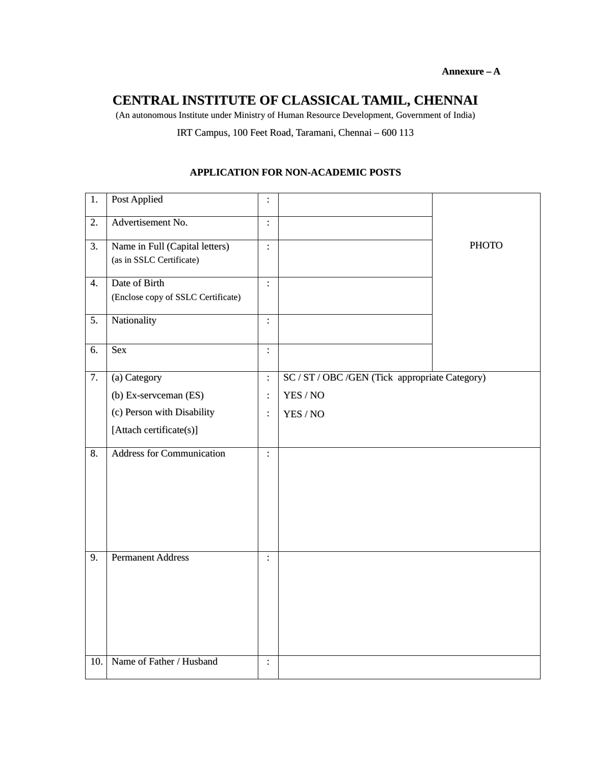**Annexure – A**

# CENTRAL INSTITUTE OF CLASSICAL TAMIL, CHENNAI

(An autonomous Institute under Ministry of Human Resource Development, Government of India)

IRT Campus, 100 Feet Road, Taramani, Chennai – 600 113

## APPLICATION FOR NON-ACADEMIC POSTS

| | | | | |
|---|---|---|---|---|
| 1. | Post Applied | : | | PHOTO |
| 2. | Advertisement No. | : | | |
| 3. | Name in Full (Capital letters) (as in SSLC Certificate) | : | | |
| 4. | Date of Birth (Enclose copy of SSLC Certificate) | : | | |
| 5. | Nationality | : | | |
| 6. | Sex | : | | |
| 7. | (a) Category<br>(b) Ex-servceman (ES)<br>(c) Person with Disability<br>[Attach certificate(s)] | :<br>:<br>: | SC / ST / OBC /GEN (Tick appropriate Category)<br>YES / NO<br>YES / NO | |
| 8. | Address for Communication | : | | |
| 9. | Permanent Address | : | | |
| 10. | Name of Father / Husband | : | | |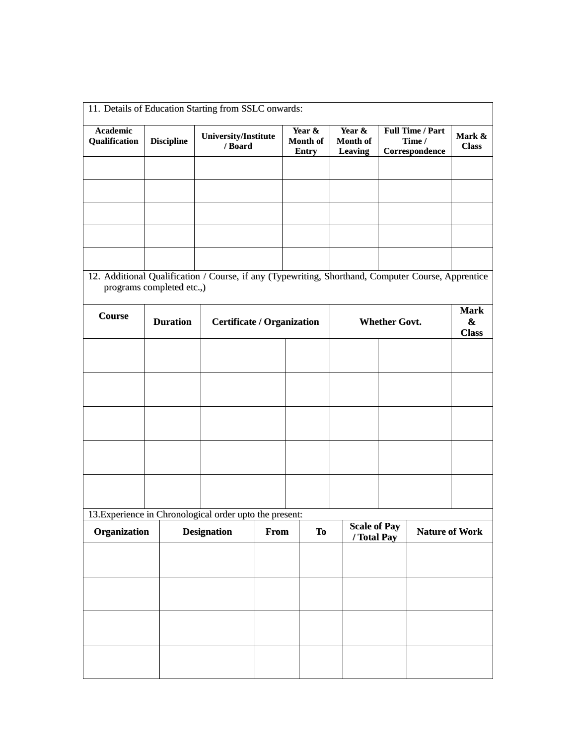11. Details of Education Starting from SSLC onwards:

| Academic Qualification | Discipline | University/Institute / Board | Year & Month of Entry | Year & Month of Leaving | Full Time / Part Time / Correspondence | Mark & Class |
|---|---|---|---|---|---|---|
| | | | | | | |
| | | | | | | |
| | | | | | | |
| | | | | | | |
| | | | | | | |

12. Additional Qualification / Course, if any (Typewriting, Shorthand, Computer Course, Apprentice programs completed etc.,)

| Course | Duration | Certificate / Organization | | Whether Govt. | | Mark & Class |
|---|---|---|---|---|---|---|
| | | | | | | |
| | | | | | | |
| | | | | | | |
| | | | | | | |
| | | | | | | |

13.Experience in Chronological order upto the present:

| Organization | Designation | From | To | Scale of Pay / Total Pay | Nature of Work |
|---|---|---|---|---|---|
| | | | | | |
| | | | | | |
| | | | | | |
| | | | | | |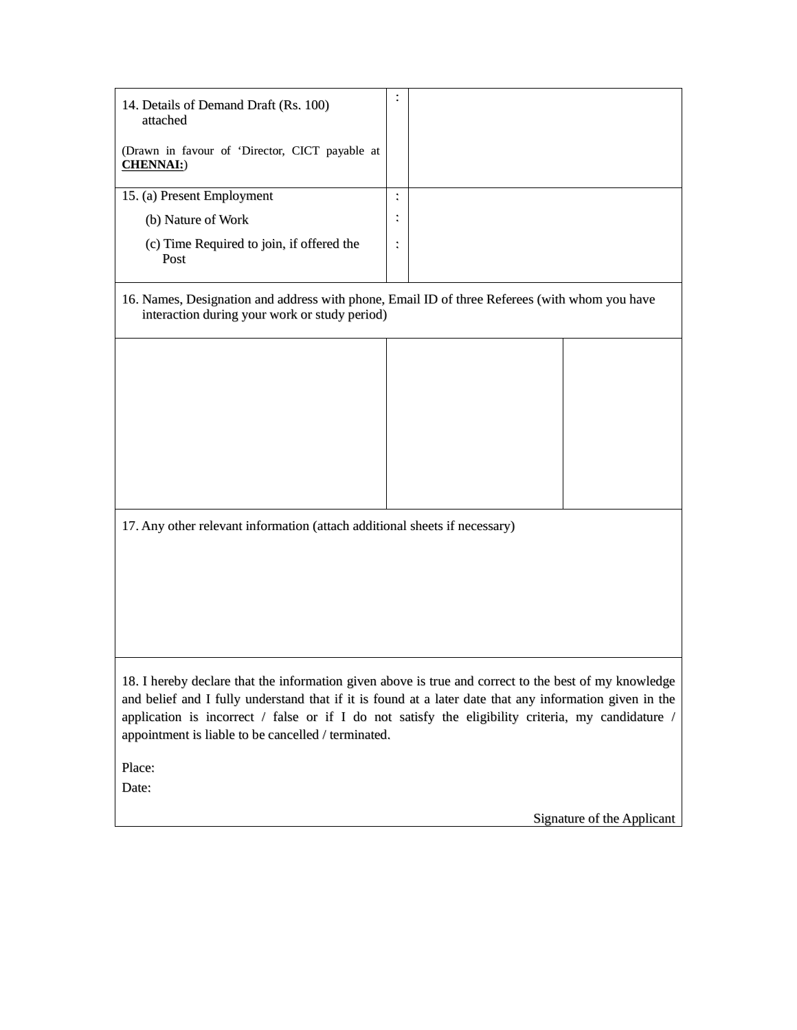| 14. Details of Demand Draft (Rs. 100) attached<br><br>(Drawn in favour of 'Director, CICT payable at **CHENNAI:**) | : | |
|---|---|---|
| 15. (a) Present Employment<br>(b) Nature of Work<br>(c) Time Required to join, if offered the Post | :<br>:<br>: | |

| 16. Names, Designation and address with phone, Email ID of three Referees (with whom you have interaction during your work or study period) | | |
|---|---|---|
| | | |

17. Any other relevant information (attach additional sheets if necessary)

18. I hereby declare that the information given above is true and correct to the best of my knowledge and belief and I fully understand that if it is found at a later date that any information given in the application is incorrect / false or if I do not satisfy the eligibility criteria, my candidature / appointment is liable to be cancelled / terminated.

Place:

Date:

Signature of the Applicant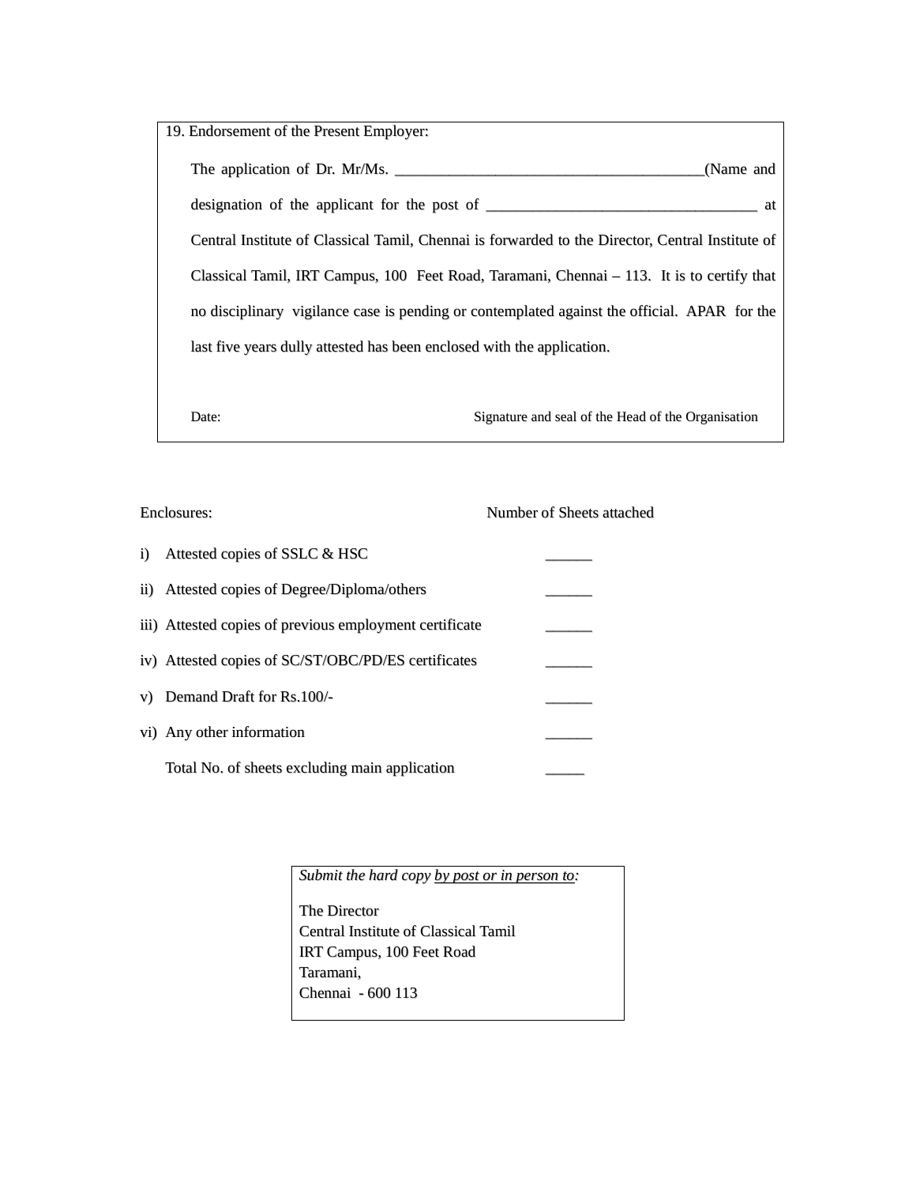19. Endorsement of the Present Employer:

The application of Dr. Mr/Ms. ________________________________________(Name and designation of the applicant for the post of ___________________________________ at Central Institute of Classical Tamil, Chennai is forwarded to the Director, Central Institute of Classical Tamil, IRT Campus, 100 Feet Road, Taramani, Chennai – 113. It is to certify that no disciplinary vigilance case is pending or contemplated against the official. APAR for the last five years dully attested has been enclosed with the application.

Date: Signature and seal of the Head of the Organisation

| Enclosures: | Number of Sheets attached |
|---|---|
| i) Attested copies of SSLC & HSC | ______ |
| ii) Attested copies of Degree/Diploma/others | ______ |
| iii) Attested copies of previous employment certificate | ______ |
| iv) Attested copies of SC/ST/OBC/PD/ES certificates | ______ |
| v) Demand Draft for Rs.100/- | ______ |
| vi) Any other information | ______ |
| Total No. of sheets excluding main application | _____ |

*Submit the hard copy by post or in person to:*

The Director
Central Institute of Classical Tamil
IRT Campus, 100 Feet Road
Taramani,
Chennai - 600 113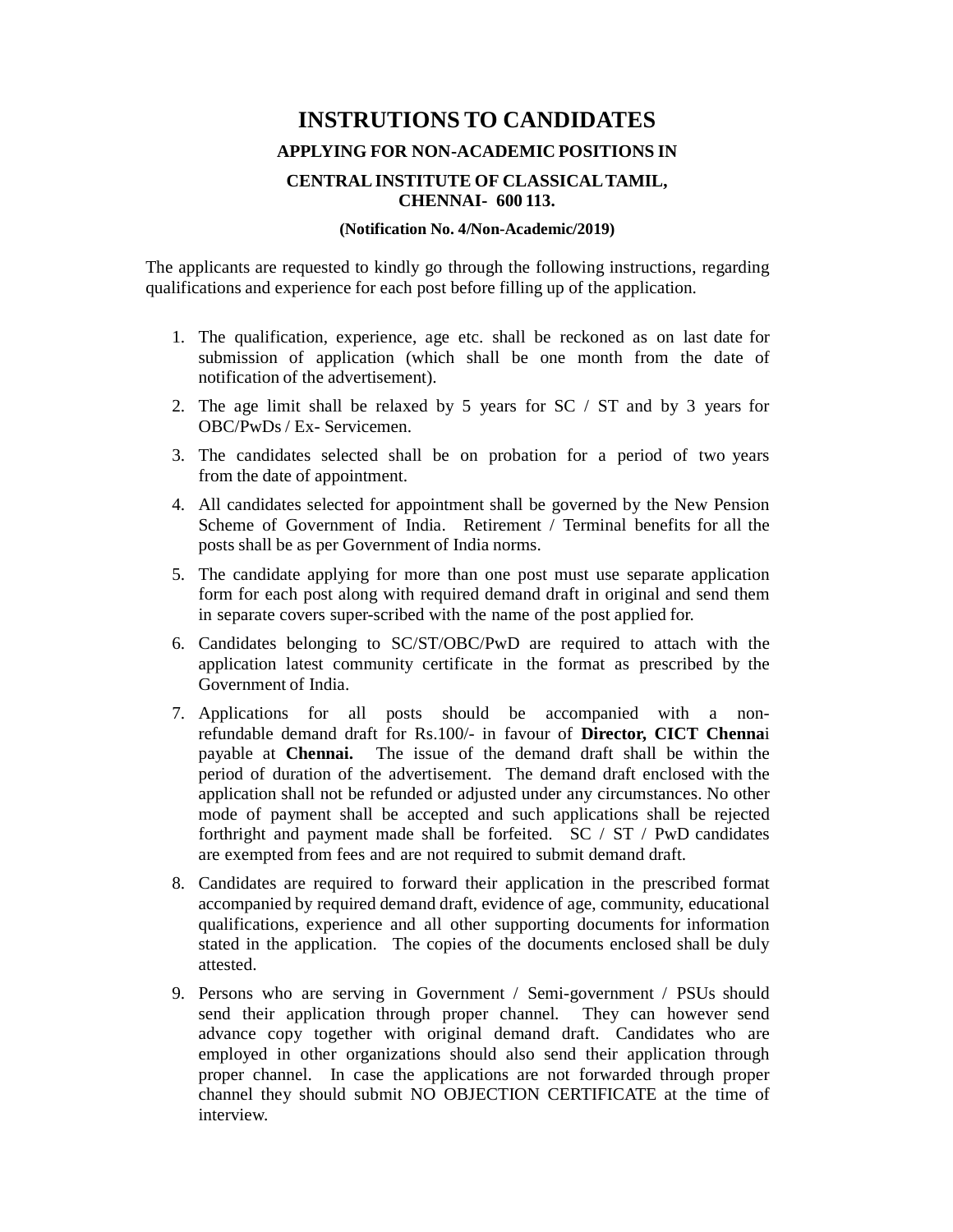# INSTRUTIONS TO CANDIDATES

### APPLYING FOR NON-ACADEMIC POSITIONS IN

### CENTRAL INSTITUTE OF CLASSICAL TAMIL, CHENNAI- 600 113.

**(Notification No. 4/Non-Academic/2019)**

The applicants are requested to kindly go through the following instructions, regarding qualifications and experience for each post before filling up of the application.

1. The qualification, experience, age etc. shall be reckoned as on last date for submission of application (which shall be one month from the date of notification of the advertisement).
2. The age limit shall be relaxed by 5 years for SC / ST and by 3 years for OBC/PwDs / Ex- Servicemen.
3. The candidates selected shall be on probation for a period of two years from the date of appointment.
4. All candidates selected for appointment shall be governed by the New Pension Scheme of Government of India. Retirement / Terminal benefits for all the posts shall be as per Government of India norms.
5. The candidate applying for more than one post must use separate application form for each post along with required demand draft in original and send them in separate covers super-scribed with the name of the post applied for.
6. Candidates belonging to SC/ST/OBC/PwD are required to attach with the application latest community certificate in the format as prescribed by the Government of India.
7. Applications for all posts should be accompanied with a non-refundable demand draft for Rs.100/- in favour of **Director, CICT Chenna**i payable at **Chennai.** The issue of the demand draft shall be within the period of duration of the advertisement. The demand draft enclosed with the application shall not be refunded or adjusted under any circumstances. No other mode of payment shall be accepted and such applications shall be rejected forthright and payment made shall be forfeited. SC / ST / PwD candidates are exempted from fees and are not required to submit demand draft.
8. Candidates are required to forward their application in the prescribed format accompanied by required demand draft, evidence of age, community, educational qualifications, experience and all other supporting documents for information stated in the application. The copies of the documents enclosed shall be duly attested.
9. Persons who are serving in Government / Semi-government / PSUs should send their application through proper channel. They can however send advance copy together with original demand draft. Candidates who are employed in other organizations should also send their application through proper channel. In case the applications are not forwarded through proper channel they should submit NO OBJECTION CERTIFICATE at the time of interview.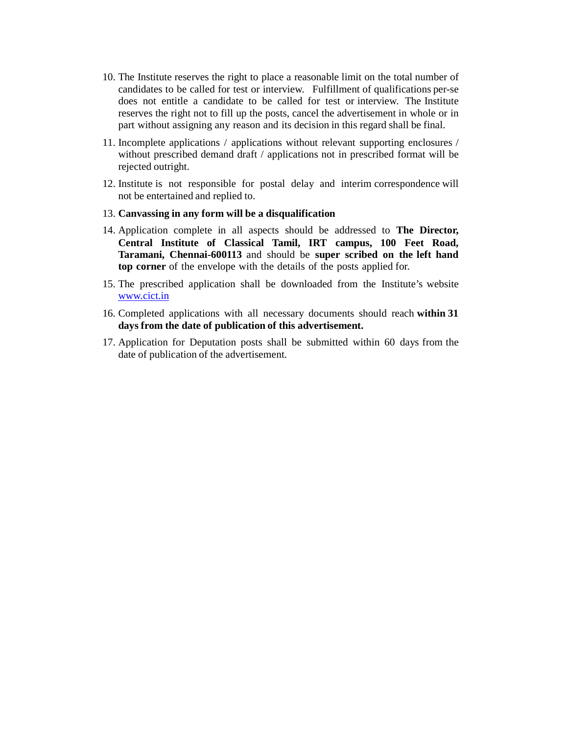10. The Institute reserves the right to place a reasonable limit on the total number of candidates to be called for test or interview. Fulfillment of qualifications per-se does not entitle a candidate to be called for test or interview. The Institute reserves the right not to fill up the posts, cancel the advertisement in whole or in part without assigning any reason and its decision in this regard shall be final.
11. Incomplete applications / applications without relevant supporting enclosures / without prescribed demand draft / applications not in prescribed format will be rejected outright.
12. Institute is not responsible for postal delay and interim correspondence will not be entertained and replied to.
13. **Canvassing in any form will be a disqualification**
14. Application complete in all aspects should be addressed to **The Director, Central Institute of Classical Tamil, IRT campus, 100 Feet Road, Taramani, Chennai-600113** and should be **super scribed on the left hand top corner** of the envelope with the details of the posts applied for.
15. The prescribed application shall be downloaded from the Institute's website [www.cict.in](www.cict.in)
16. Completed applications with all necessary documents should reach **within 31 days from the date of publication of this advertisement.**
17. Application for Deputation posts shall be submitted within 60 days from the date of publication of the advertisement.